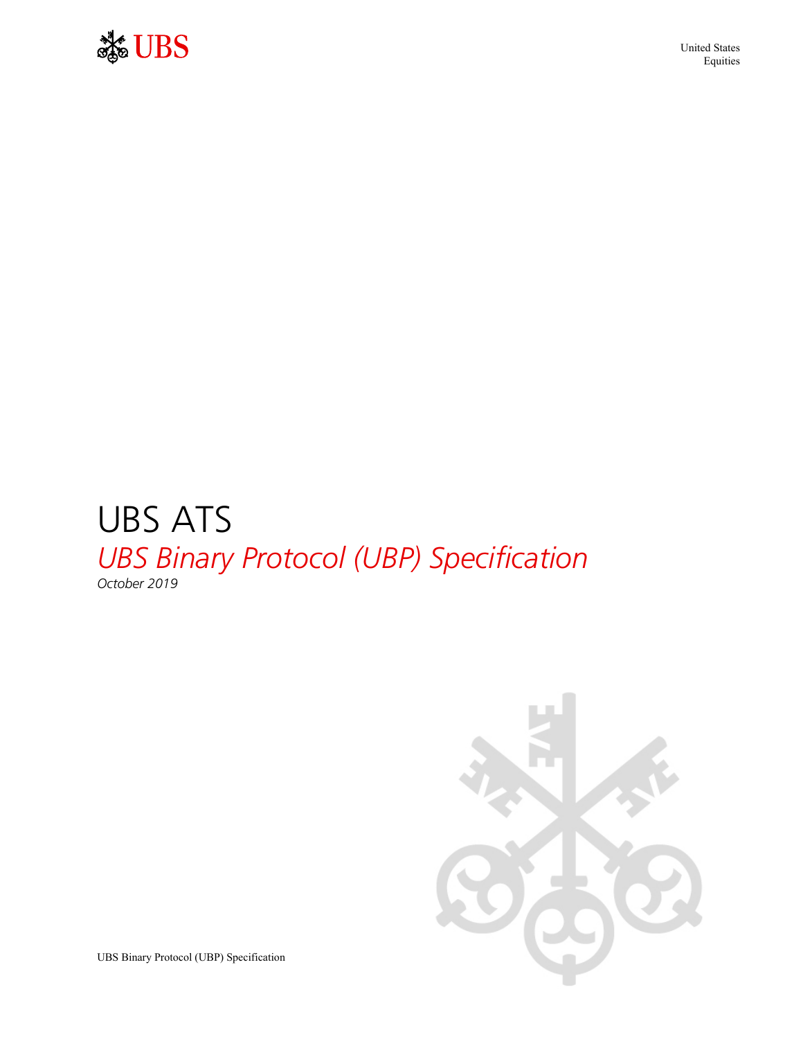United States
Equities

# UBS ATS

## *UBS Binary Protocol (UBP) Specification*

*October 2019*

UBS Binary Protocol (UBP) Specification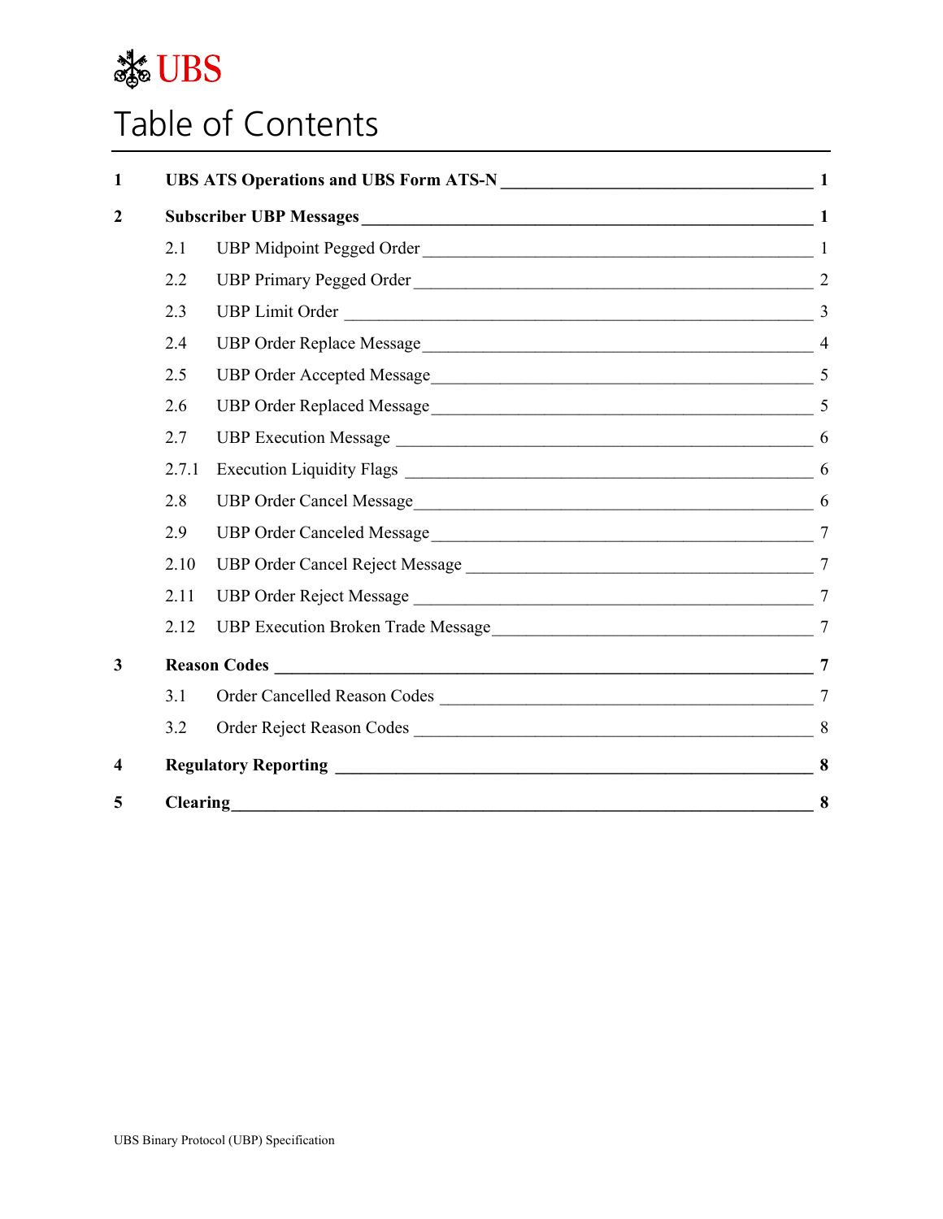# Table of Contents

| | | |
|---|---|---|
| **1** | **UBS ATS Operations and UBS Form ATS-N** | **1** |
| **2** | **Subscriber UBP Messages** | **1** |
| 2.1 | UBP Midpoint Pegged Order | 1 |
| 2.2 | UBP Primary Pegged Order | 2 |
| 2.3 | UBP Limit Order | 3 |
| 2.4 | UBP Order Replace Message | 4 |
| 2.5 | UBP Order Accepted Message | 5 |
| 2.6 | UBP Order Replaced Message | 5 |
| 2.7 | UBP Execution Message | 6 |
| 2.7.1 | Execution Liquidity Flags | 6 |
| 2.8 | UBP Order Cancel Message | 6 |
| 2.9 | UBP Order Canceled Message | 7 |
| 2.10 | UBP Order Cancel Reject Message | 7 |
| 2.11 | UBP Order Reject Message | 7 |
| 2.12 | UBP Execution Broken Trade Message | 7 |
| **3** | **Reason Codes** | **7** |
| 3.1 | Order Cancelled Reason Codes | 7 |
| 3.2 | Order Reject Reason Codes | 8 |
| **4** | **Regulatory Reporting** | **8** |
| **5** | **Clearing** | **8** |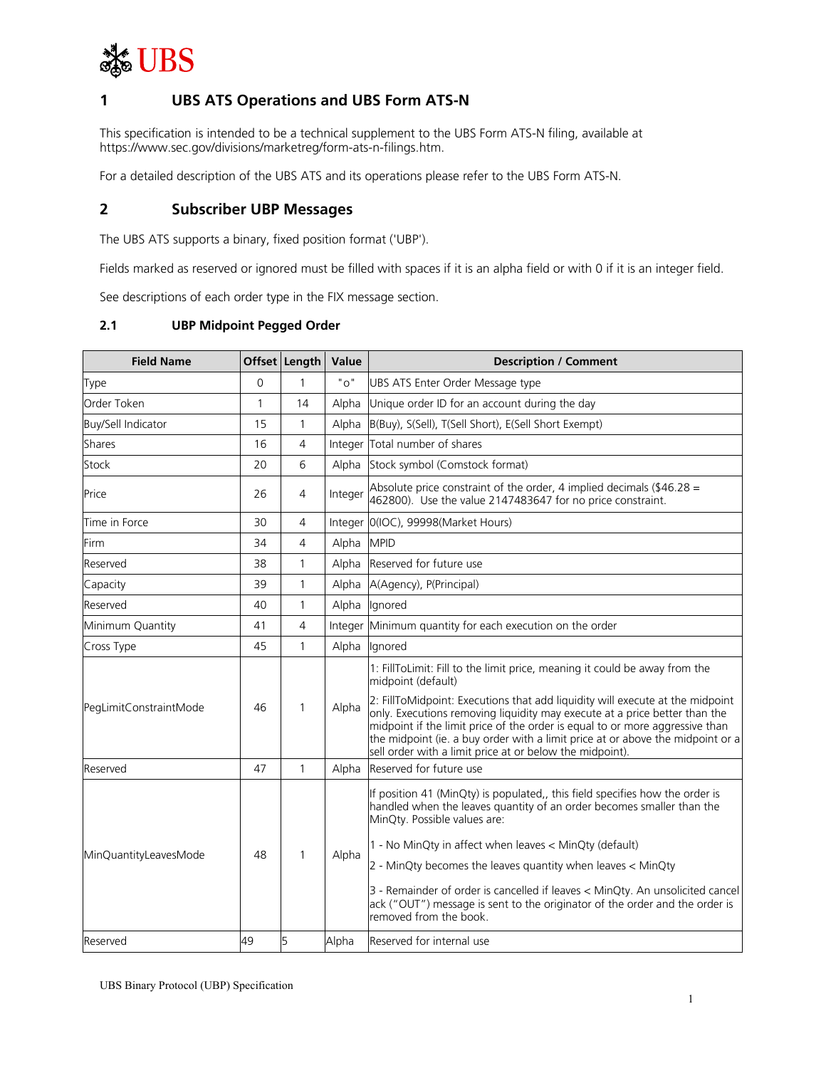# 1 UBS ATS Operations and UBS Form ATS-N

This specification is intended to be a technical supplement to the UBS Form ATS-N filing, available at https://www.sec.gov/divisions/marketreg/form-ats-n-filings.htm.

For a detailed description of the UBS ATS and its operations please refer to the UBS Form ATS-N.

# 2 Subscriber UBP Messages

The UBS ATS supports a binary, fixed position format ('UBP').

Fields marked as reserved or ignored must be filled with spaces if it is an alpha field or with 0 if it is an integer field.

See descriptions of each order type in the FIX message section.

## 2.1 UBP Midpoint Pegged Order

| Field Name | Offset | Length | Value | Description / Comment |
|---|---|---|---|---|
| Type | 0 | 1 | "o" | UBS ATS Enter Order Message type |
| Order Token | 1 | 14 | Alpha | Unique order ID for an account during the day |
| Buy/Sell Indicator | 15 | 1 | Alpha | B(Buy), S(Sell), T(Sell Short), E(Sell Short Exempt) |
| Shares | 16 | 4 | Integer | Total number of shares |
| Stock | 20 | 6 | Alpha | Stock symbol (Comstock format) |
| Price | 26 | 4 | Integer | Absolute price constraint of the order, 4 implied decimals ($46.28 = 462800). Use the value 2147483647 for no price constraint. |
| Time in Force | 30 | 4 | Integer | 0(IOC), 99998(Market Hours) |
| Firm | 34 | 4 | Alpha | MPID |
| Reserved | 38 | 1 | Alpha | Reserved for future use |
| Capacity | 39 | 1 | Alpha | A(Agency), P(Principal) |
| Reserved | 40 | 1 | Alpha | Ignored |
| Minimum Quantity | 41 | 4 | Integer | Minimum quantity for each execution on the order |
| Cross Type | 45 | 1 | Alpha | Ignored |
| PegLimitConstraintMode | 46 | 1 | Alpha | 1: FillToLimit: Fill to the limit price, meaning it could be away from the midpoint (default)<br><br>2: FillToMidpoint: Executions that add liquidity will execute at the midpoint only. Executions removing liquidity may execute at a price better than the midpoint if the limit price of the order is equal to or more aggressive than the midpoint (ie. a buy order with a limit price at or above the midpoint or a sell order with a limit price at or below the midpoint). |
| Reserved | 47 | 1 | Alpha | Reserved for future use |
| MinQuantityLeavesMode | 48 | 1 | Alpha | If position 41 (MinQty) is populated,, this field specifies how the order is handled when the leaves quantity of an order becomes smaller than the MinQty. Possible values are:<br><br>1 - No MinQty in affect when leaves < MinQty (default)<br><br>2 - MinQty becomes the leaves quantity when leaves < MinQty<br><br>3 - Remainder of order is cancelled if leaves < MinQty. An unsolicited cancel ack ("OUT") message is sent to the originator of the order and the order is removed from the book. |
| Reserved | 49 | 5 | Alpha | Reserved for internal use |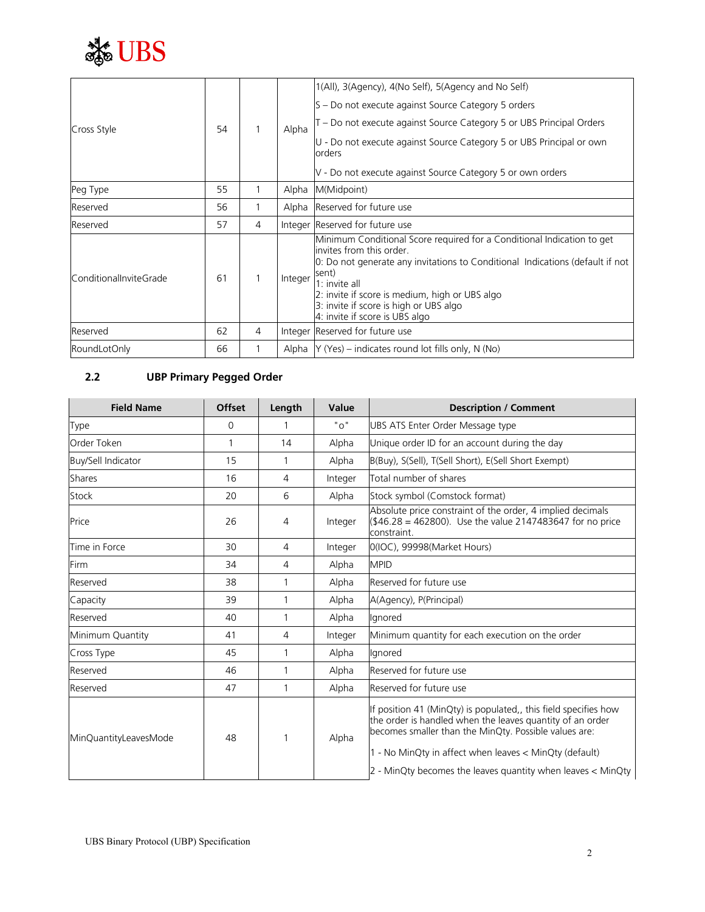| | | | | |
|---|---|---|---|---|
| Cross Style | 54 | 1 | Alpha | 1(All), 3(Agency), 4(No Self), 5(Agency and No Self)<br>S – Do not execute against Source Category 5 orders<br>T – Do not execute against Source Category 5 or UBS Principal Orders<br>U - Do not execute against Source Category 5 or UBS Principal or own orders<br>V - Do not execute against Source Category 5 or own orders |
| Peg Type | 55 | 1 | Alpha | M(Midpoint) |
| Reserved | 56 | 1 | Alpha | Reserved for future use |
| Reserved | 57 | 4 | Integer | Reserved for future use |
| ConditionalInviteGrade | 61 | 1 | Integer | Minimum Conditional Score required for a Conditional Indication to get invites from this order.<br>0: Do not generate any invitations to Conditional Indications (default if not sent)<br>1: invite all<br>2: invite if score is medium, high or UBS algo<br>3: invite if score is high or UBS algo<br>4: invite if score is UBS algo |
| Reserved | 62 | 4 | Integer | Reserved for future use |
| RoundLotOnly | 66 | 1 | Alpha | Y (Yes) – indicates round lot fills only, N (No) |

## 2.2 UBP Primary Pegged Order

| Field Name | Offset | Length | Value | Description / Comment |
|---|---|---|---|---|
| Type | 0 | 1 | "o" | UBS ATS Enter Order Message type |
| Order Token | 1 | 14 | Alpha | Unique order ID for an account during the day |
| Buy/Sell Indicator | 15 | 1 | Alpha | B(Buy), S(Sell), T(Sell Short), E(Sell Short Exempt) |
| Shares | 16 | 4 | Integer | Total number of shares |
| Stock | 20 | 6 | Alpha | Stock symbol (Comstock format) |
| Price | 26 | 4 | Integer | Absolute price constraint of the order, 4 implied decimals ($46.28 = 462800). Use the value 2147483647 for no price constraint. |
| Time in Force | 30 | 4 | Integer | 0(IOC), 99998(Market Hours) |
| Firm | 34 | 4 | Alpha | MPID |
| Reserved | 38 | 1 | Alpha | Reserved for future use |
| Capacity | 39 | 1 | Alpha | A(Agency), P(Principal) |
| Reserved | 40 | 1 | Alpha | Ignored |
| Minimum Quantity | 41 | 4 | Integer | Minimum quantity for each execution on the order |
| Cross Type | 45 | 1 | Alpha | Ignored |
| Reserved | 46 | 1 | Alpha | Reserved for future use |
| Reserved | 47 | 1 | Alpha | Reserved for future use |
| MinQuantityLeavesMode | 48 | 1 | Alpha | If position 41 (MinQty) is populated,, this field specifies how the order is handled when the leaves quantity of an order becomes smaller than the MinQty. Possible values are:<br>1 - No MinQty in affect when leaves < MinQty (default)<br>2 - MinQty becomes the leaves quantity when leaves < MinQty |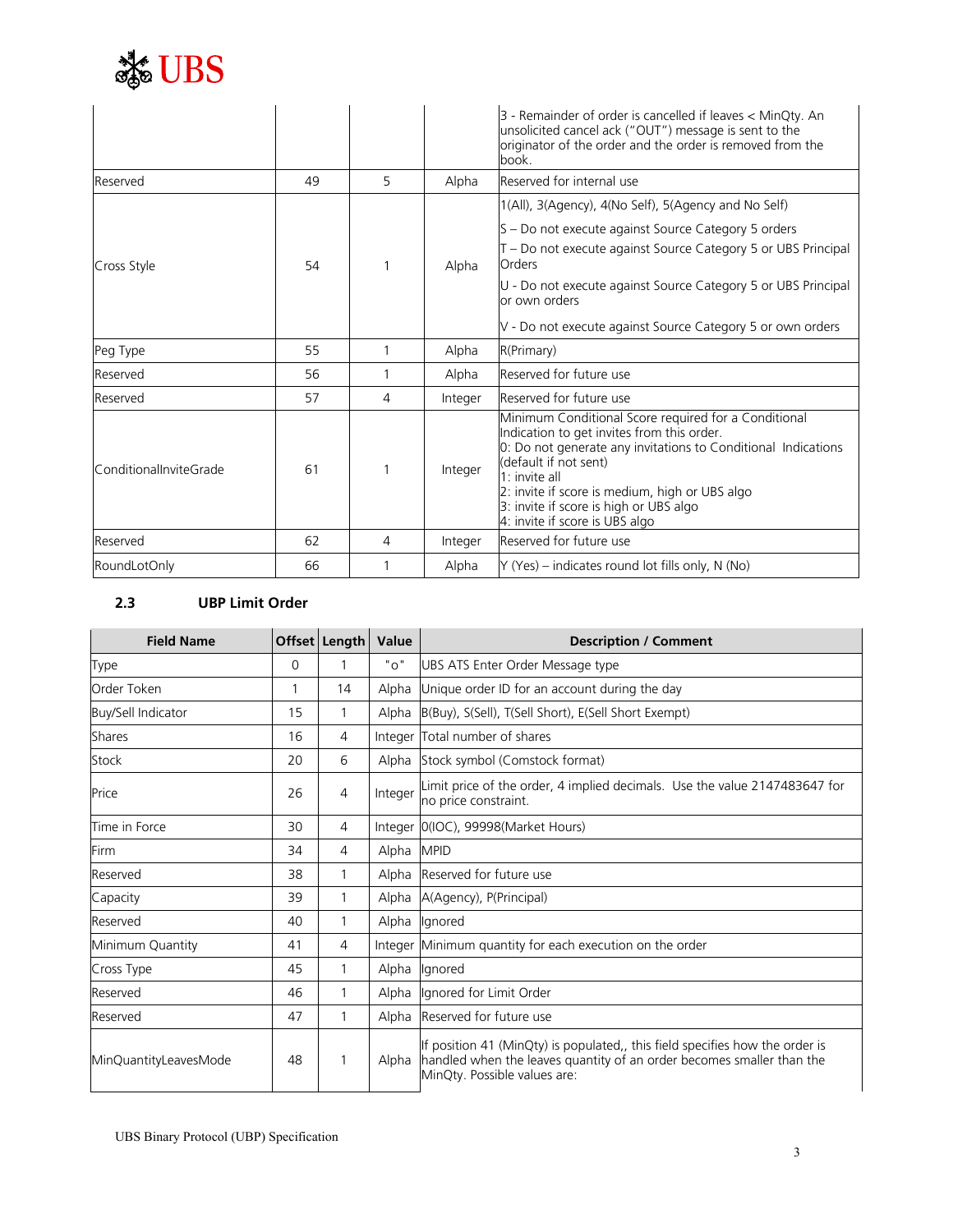| | | | | 3 - Remainder of order is cancelled if leaves < MinQty. An unsolicited cancel ack ("OUT") message is sent to the originator of the order and the order is removed from the book. |
|---|---|---|---|---|
| Reserved | 49 | 5 | Alpha | Reserved for internal use |
| Cross Style | 54 | 1 | Alpha | 1(All), 3(Agency), 4(No Self), 5(Agency and No Self)<br>S – Do not execute against Source Category 5 orders<br>T – Do not execute against Source Category 5 or UBS Principal Orders<br>U - Do not execute against Source Category 5 or UBS Principal or own orders<br>V - Do not execute against Source Category 5 or own orders |
| Peg Type | 55 | 1 | Alpha | R(Primary) |
| Reserved | 56 | 1 | Alpha | Reserved for future use |
| Reserved | 57 | 4 | Integer | Reserved for future use |
| ConditionalInviteGrade | 61 | 1 | Integer | Minimum Conditional Score required for a Conditional Indication to get invites from this order.<br>0: Do not generate any invitations to Conditional Indications (default if not sent)<br>1: invite all<br>2: invite if score is medium, high or UBS algo<br>3: invite if score is high or UBS algo<br>4: invite if score is UBS algo |
| Reserved | 62 | 4 | Integer | Reserved for future use |
| RoundLotOnly | 66 | 1 | Alpha | Y (Yes) – indicates round lot fills only, N (No) |

### 2.3 UBP Limit Order

| Field Name | Offset | Length | Value | Description / Comment |
|---|---|---|---|---|
| Type | 0 | 1 | "o" | UBS ATS Enter Order Message type |
| Order Token | 1 | 14 | Alpha | Unique order ID for an account during the day |
| Buy/Sell Indicator | 15 | 1 | Alpha | B(Buy), S(Sell), T(Sell Short), E(Sell Short Exempt) |
| Shares | 16 | 4 | Integer | Total number of shares |
| Stock | 20 | 6 | Alpha | Stock symbol (Comstock format) |
| Price | 26 | 4 | Integer | Limit price of the order, 4 implied decimals. Use the value 2147483647 for no price constraint. |
| Time in Force | 30 | 4 | Integer | 0(IOC), 99998(Market Hours) |
| Firm | 34 | 4 | Alpha | MPID |
| Reserved | 38 | 1 | Alpha | Reserved for future use |
| Capacity | 39 | 1 | Alpha | A(Agency), P(Principal) |
| Reserved | 40 | 1 | Alpha | Ignored |
| Minimum Quantity | 41 | 4 | Integer | Minimum quantity for each execution on the order |
| Cross Type | 45 | 1 | Alpha | Ignored |
| Reserved | 46 | 1 | Alpha | Ignored for Limit Order |
| Reserved | 47 | 1 | Alpha | Reserved for future use |
| MinQuantityLeavesMode | 48 | 1 | Alpha | If position 41 (MinQty) is populated,, this field specifies how the order is handled when the leaves quantity of an order becomes smaller than the MinQty. Possible values are: |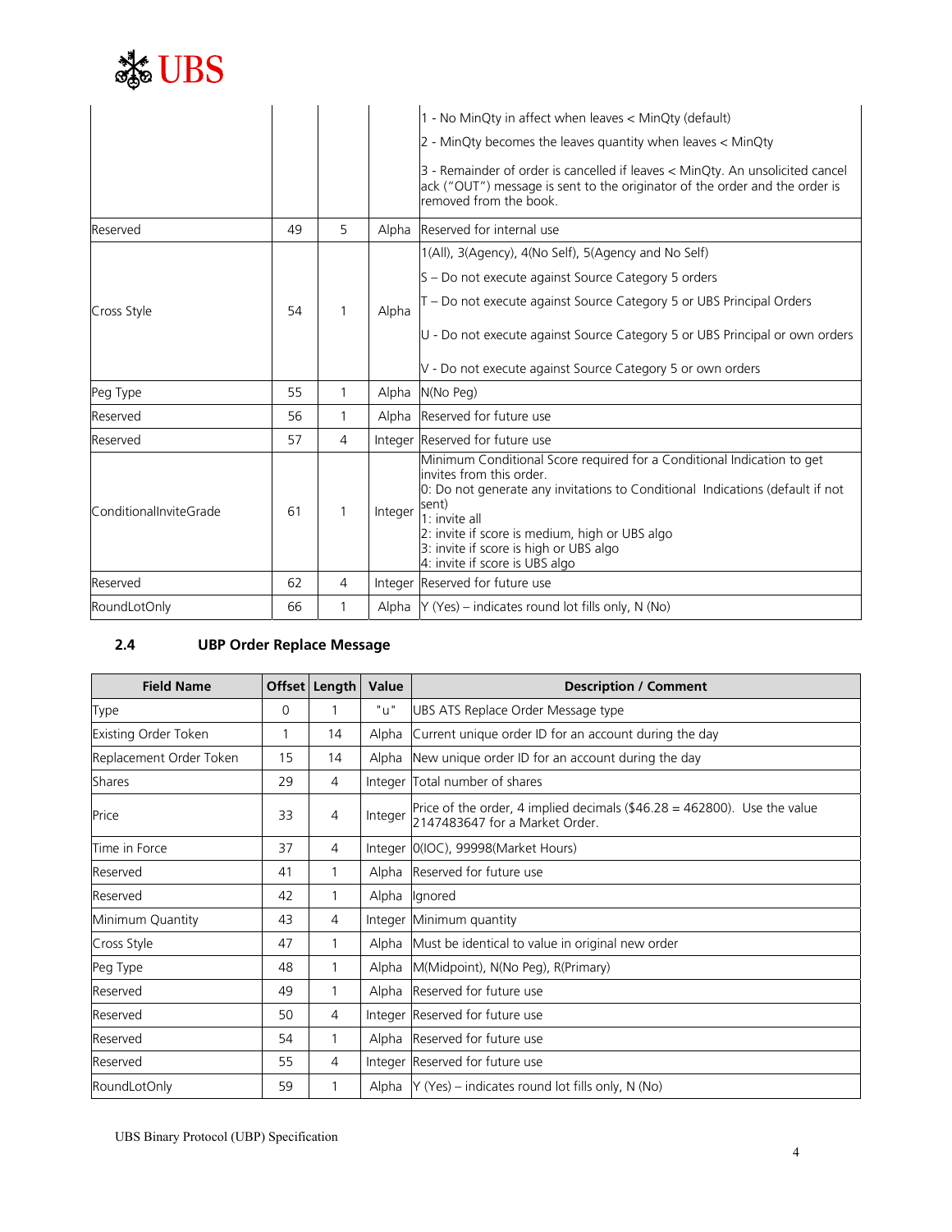| | | | |
|---|---|---|---|
| | | | 1 - No MinQty in affect when leaves < MinQty (default)<br>2 - MinQty becomes the leaves quantity when leaves < MinQty<br>3 - Remainder of order is cancelled if leaves < MinQty. An unsolicited cancel ack ("OUT") message is sent to the originator of the order and the order is removed from the book. |
| Reserved | 49 | 5 | Alpha | Reserved for internal use |
| Cross Style | 54 | 1 | Alpha | 1(All), 3(Agency), 4(No Self), 5(Agency and No Self)<br>S – Do not execute against Source Category 5 orders<br>T – Do not execute against Source Category 5 or UBS Principal Orders<br>U - Do not execute against Source Category 5 or UBS Principal or own orders<br>V - Do not execute against Source Category 5 or own orders |
| Peg Type | 55 | 1 | Alpha | N(No Peg) |
| Reserved | 56 | 1 | Alpha | Reserved for future use |
| Reserved | 57 | 4 | Integer | Reserved for future use |
| ConditionalInviteGrade | 61 | 1 | Integer | Minimum Conditional Score required for a Conditional Indication to get invites from this order.<br>0: Do not generate any invitations to Conditional Indications (default if not sent)<br>1: invite all<br>2: invite if score is medium, high or UBS algo<br>3: invite if score is high or UBS algo<br>4: invite if score is UBS algo |
| Reserved | 62 | 4 | Integer | Reserved for future use |
| RoundLotOnly | 66 | 1 | Alpha | Y (Yes) – indicates round lot fills only, N (No) |

## 2.4 UBP Order Replace Message

| Field Name | Offset | Length | Value | Description / Comment |
|---|---|---|---|---|
| Type | 0 | 1 | "u" | UBS ATS Replace Order Message type |
| Existing Order Token | 1 | 14 | Alpha | Current unique order ID for an account during the day |
| Replacement Order Token | 15 | 14 | Alpha | New unique order ID for an account during the day |
| Shares | 29 | 4 | Integer | Total number of shares |
| Price | 33 | 4 | Integer | Price of the order, 4 implied decimals ($46.28 = 462800). Use the value 2147483647 for a Market Order. |
| Time in Force | 37 | 4 | Integer | 0(IOC), 99998(Market Hours) |
| Reserved | 41 | 1 | Alpha | Reserved for future use |
| Reserved | 42 | 1 | Alpha | Ignored |
| Minimum Quantity | 43 | 4 | Integer | Minimum quantity |
| Cross Style | 47 | 1 | Alpha | Must be identical to value in original new order |
| Peg Type | 48 | 1 | Alpha | M(Midpoint), N(No Peg), R(Primary) |
| Reserved | 49 | 1 | Alpha | Reserved for future use |
| Reserved | 50 | 4 | Integer | Reserved for future use |
| Reserved | 54 | 1 | Alpha | Reserved for future use |
| Reserved | 55 | 4 | Integer | Reserved for future use |
| RoundLotOnly | 59 | 1 | Alpha | Y (Yes) – indicates round lot fills only, N (No) |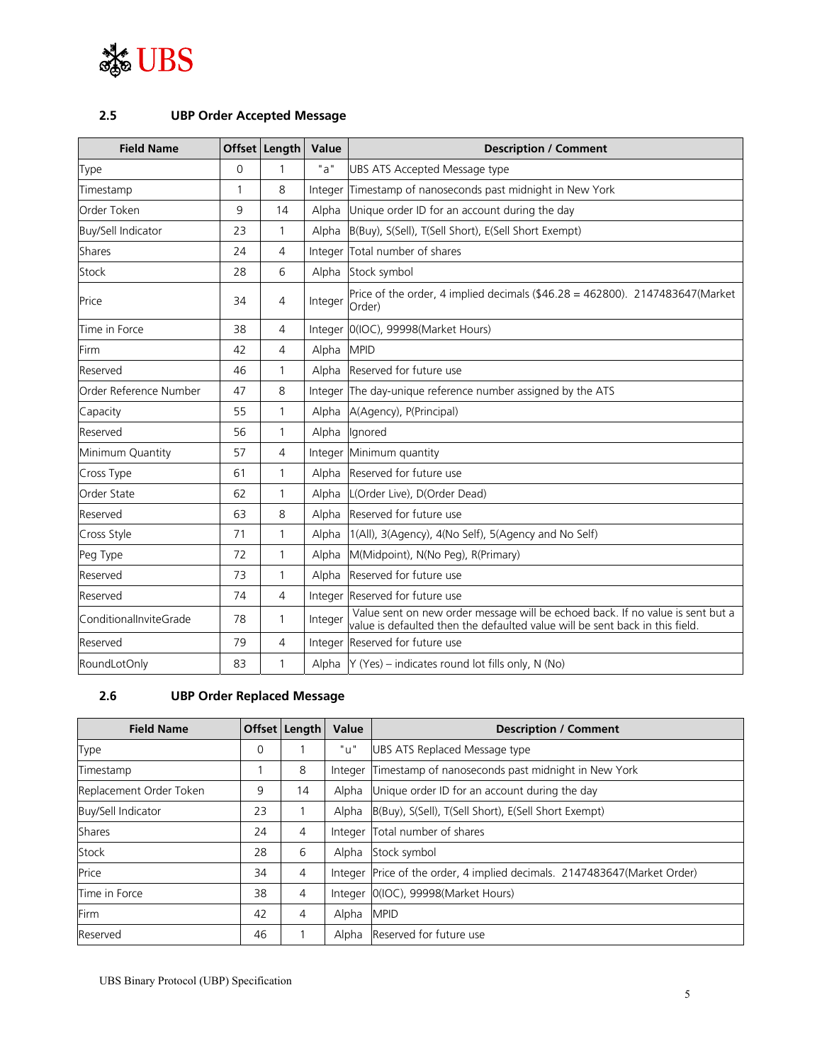### 2.5 UBP Order Accepted Message

| Field Name | Offset | Length | Value | Description / Comment |
|---|---|---|---|---|
| Type | 0 | 1 | "a" | UBS ATS Accepted Message type |
| Timestamp | 1 | 8 | Integer | Timestamp of nanoseconds past midnight in New York |
| Order Token | 9 | 14 | Alpha | Unique order ID for an account during the day |
| Buy/Sell Indicator | 23 | 1 | Alpha | B(Buy), S(Sell), T(Sell Short), E(Sell Short Exempt) |
| Shares | 24 | 4 | Integer | Total number of shares |
| Stock | 28 | 6 | Alpha | Stock symbol |
| Price | 34 | 4 | Integer | Price of the order, 4 implied decimals ($46.28 = 462800). 2147483647(Market Order) |
| Time in Force | 38 | 4 | Integer | 0(IOC), 99998(Market Hours) |
| Firm | 42 | 4 | Alpha | MPID |
| Reserved | 46 | 1 | Alpha | Reserved for future use |
| Order Reference Number | 47 | 8 | Integer | The day-unique reference number assigned by the ATS |
| Capacity | 55 | 1 | Alpha | A(Agency), P(Principal) |
| Reserved | 56 | 1 | Alpha | Ignored |
| Minimum Quantity | 57 | 4 | Integer | Minimum quantity |
| Cross Type | 61 | 1 | Alpha | Reserved for future use |
| Order State | 62 | 1 | Alpha | L(Order Live), D(Order Dead) |
| Reserved | 63 | 8 | Alpha | Reserved for future use |
| Cross Style | 71 | 1 | Alpha | 1(All), 3(Agency), 4(No Self), 5(Agency and No Self) |
| Peg Type | 72 | 1 | Alpha | M(Midpoint), N(No Peg), R(Primary) |
| Reserved | 73 | 1 | Alpha | Reserved for future use |
| Reserved | 74 | 4 | Integer | Reserved for future use |
| ConditionalInviteGrade | 78 | 1 | Integer | Value sent on new order message will be echoed back. If no value is sent but a value is defaulted then the defaulted value will be sent back in this field. |
| Reserved | 79 | 4 | Integer | Reserved for future use |
| RoundLotOnly | 83 | 1 | Alpha | Y (Yes) – indicates round lot fills only, N (No) |

### 2.6 UBP Order Replaced Message

| Field Name | Offset | Length | Value | Description / Comment |
|---|---|---|---|---|
| Type | 0 | 1 | "u" | UBS ATS Replaced Message type |
| Timestamp | 1 | 8 | Integer | Timestamp of nanoseconds past midnight in New York |
| Replacement Order Token | 9 | 14 | Alpha | Unique order ID for an account during the day |
| Buy/Sell Indicator | 23 | 1 | Alpha | B(Buy), S(Sell), T(Sell Short), E(Sell Short Exempt) |
| Shares | 24 | 4 | Integer | Total number of shares |
| Stock | 28 | 6 | Alpha | Stock symbol |
| Price | 34 | 4 | Integer | Price of the order, 4 implied decimals. 2147483647(Market Order) |
| Time in Force | 38 | 4 | Integer | 0(IOC), 99998(Market Hours) |
| Firm | 42 | 4 | Alpha | MPID |
| Reserved | 46 | 1 | Alpha | Reserved for future use |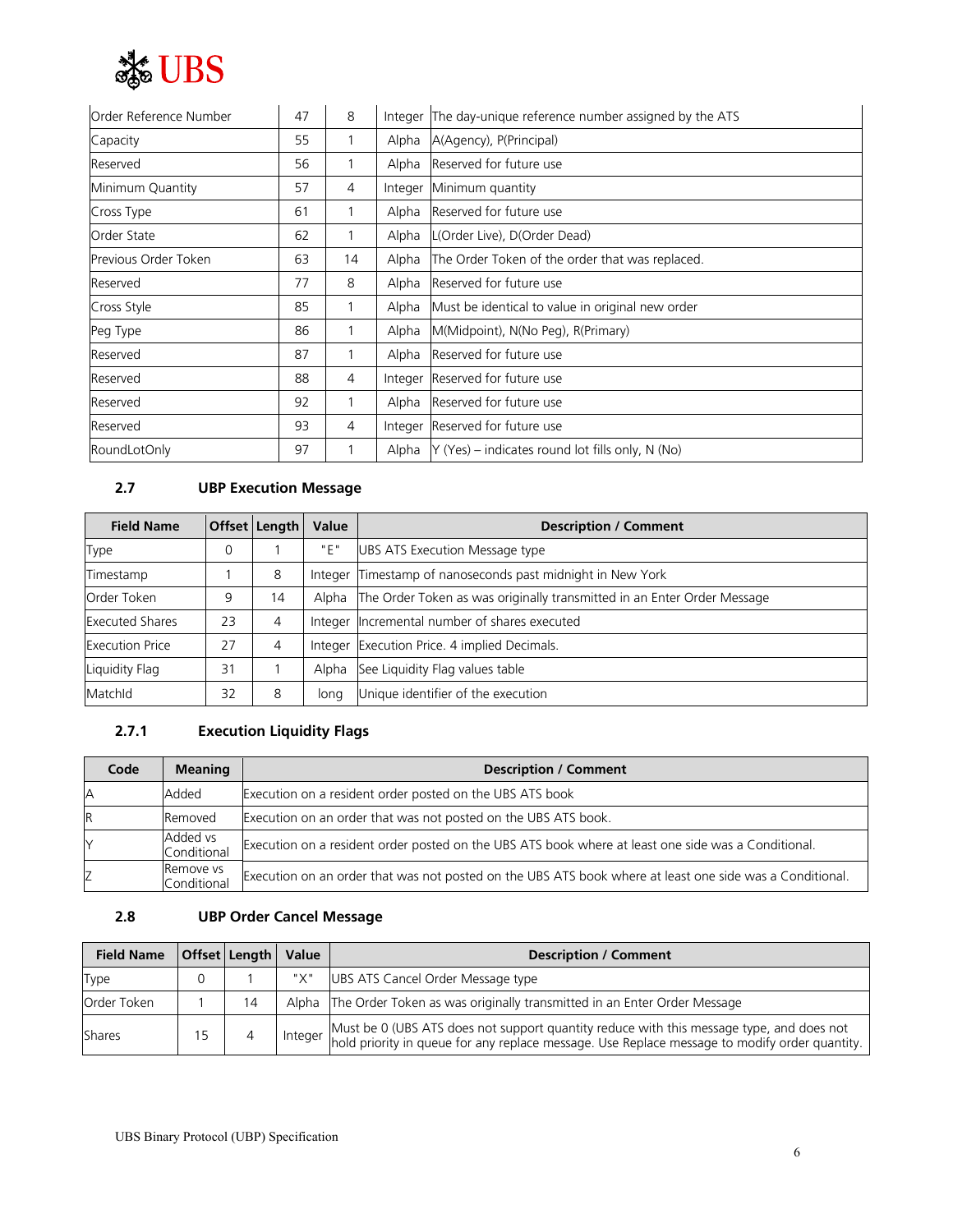| Order Reference Number | 47 | 8 | Integer | The day-unique reference number assigned by the ATS |
|---|---|---|---|---|
| Capacity | 55 | 1 | Alpha | A(Agency), P(Principal) |
| Reserved | 56 | 1 | Alpha | Reserved for future use |
| Minimum Quantity | 57 | 4 | Integer | Minimum quantity |
| Cross Type | 61 | 1 | Alpha | Reserved for future use |
| Order State | 62 | 1 | Alpha | L(Order Live), D(Order Dead) |
| Previous Order Token | 63 | 14 | Alpha | The Order Token of the order that was replaced. |
| Reserved | 77 | 8 | Alpha | Reserved for future use |
| Cross Style | 85 | 1 | Alpha | Must be identical to value in original new order |
| Peg Type | 86 | 1 | Alpha | M(Midpoint), N(No Peg), R(Primary) |
| Reserved | 87 | 1 | Alpha | Reserved for future use |
| Reserved | 88 | 4 | Integer | Reserved for future use |
| Reserved | 92 | 1 | Alpha | Reserved for future use |
| Reserved | 93 | 4 | Integer | Reserved for future use |
| RoundLotOnly | 97 | 1 | Alpha | Y (Yes) – indicates round lot fills only, N (No) |

### 2.7 UBP Execution Message

| Field Name | Offset | Length | Value | Description / Comment |
|---|---|---|---|---|
| Type | 0 | 1 | "E" | UBS ATS Execution Message type |
| Timestamp | 1 | 8 | Integer | Timestamp of nanoseconds past midnight in New York |
| Order Token | 9 | 14 | Alpha | The Order Token as was originally transmitted in an Enter Order Message |
| Executed Shares | 23 | 4 | Integer | Incremental number of shares executed |
| Execution Price | 27 | 4 | Integer | Execution Price. 4 implied Decimals. |
| Liquidity Flag | 31 | 1 | Alpha | See Liquidity Flag values table |
| MatchId | 32 | 8 | long | Unique identifier of the execution |

#### 2.7.1 Execution Liquidity Flags

| Code | Meaning | Description / Comment |
|---|---|---|
| A | Added | Execution on a resident order posted on the UBS ATS book |
| R | Removed | Execution on an order that was not posted on the UBS ATS book. |
| Y | Added vs Conditional | Execution on a resident order posted on the UBS ATS book where at least one side was a Conditional. |
| Z | Remove vs Conditional | Execution on an order that was not posted on the UBS ATS book where at least one side was a Conditional. |

### 2.8 UBP Order Cancel Message

| Field Name | Offset | Length | Value | Description / Comment |
|---|---|---|---|---|
| Type | 0 | 1 | "X" | UBS ATS Cancel Order Message type |
| Order Token | 1 | 14 | Alpha | The Order Token as was originally transmitted in an Enter Order Message |
| Shares | 15 | 4 | Integer | Must be 0 (UBS ATS does not support quantity reduce with this message type, and does not hold priority in queue for any replace message. Use Replace message to modify order quantity. |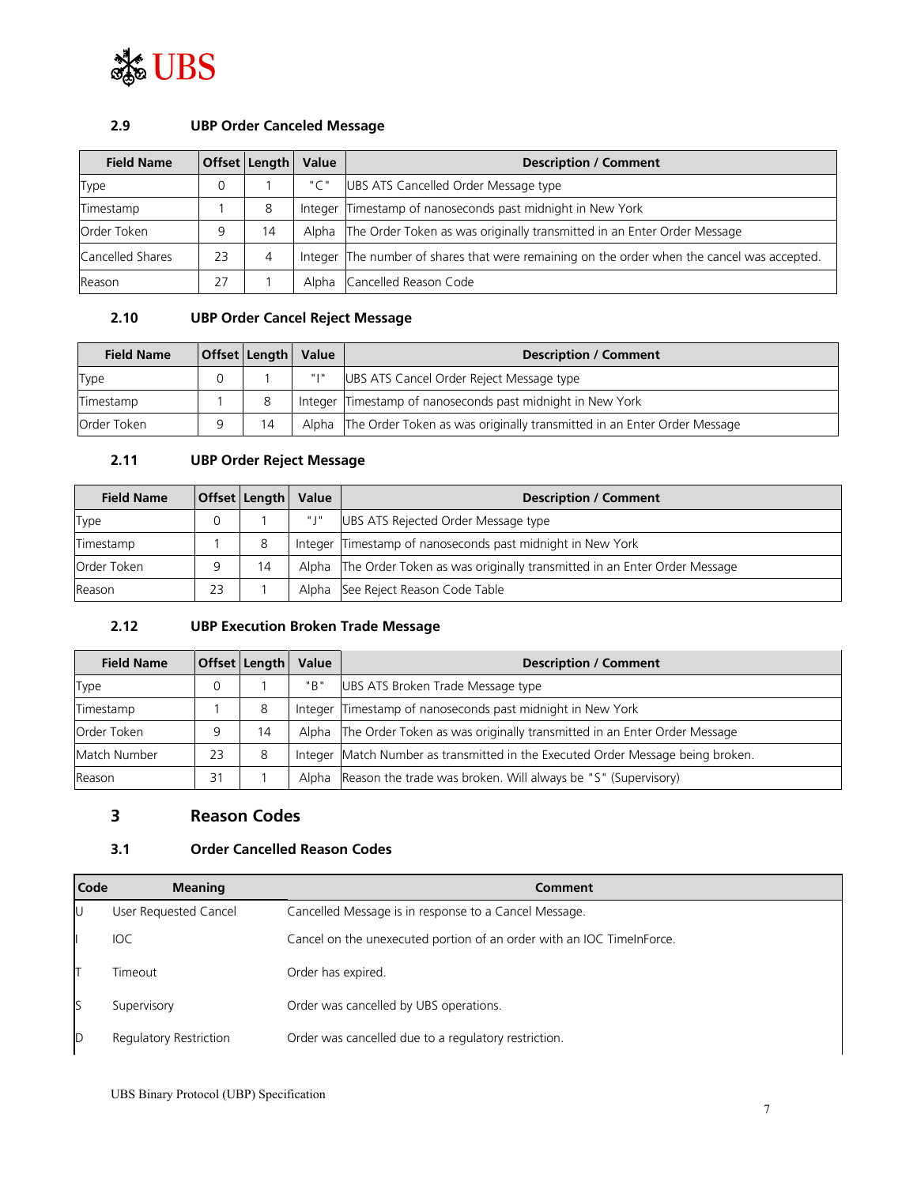## 2.9 UBP Order Canceled Message

| Field Name | Offset | Length | Value | Description / Comment |
|---|---|---|---|---|
| Type | 0 | 1 | "C" | UBS ATS Cancelled Order Message type |
| Timestamp | 1 | 8 | Integer | Timestamp of nanoseconds past midnight in New York |
| Order Token | 9 | 14 | Alpha | The Order Token as was originally transmitted in an Enter Order Message |
| Cancelled Shares | 23 | 4 | Integer | The number of shares that were remaining on the order when the cancel was accepted. |
| Reason | 27 | 1 | Alpha | Cancelled Reason Code |

## 2.10 UBP Order Cancel Reject Message

| Field Name | Offset | Length | Value | Description / Comment |
|---|---|---|---|---|
| Type | 0 | 1 | "I" | UBS ATS Cancel Order Reject Message type |
| Timestamp | 1 | 8 | Integer | Timestamp of nanoseconds past midnight in New York |
| Order Token | 9 | 14 | Alpha | The Order Token as was originally transmitted in an Enter Order Message |

## 2.11 UBP Order Reject Message

| Field Name | Offset | Length | Value | Description / Comment |
|---|---|---|---|---|
| Type | 0 | 1 | "J" | UBS ATS Rejected Order Message type |
| Timestamp | 1 | 8 | Integer | Timestamp of nanoseconds past midnight in New York |
| Order Token | 9 | 14 | Alpha | The Order Token as was originally transmitted in an Enter Order Message |
| Reason | 23 | 1 | Alpha | See Reject Reason Code Table |

## 2.12 UBP Execution Broken Trade Message

| Field Name | Offset | Length | Value | Description / Comment |
|---|---|---|---|---|
| Type | 0 | 1 | "B" | UBS ATS Broken Trade Message type |
| Timestamp | 1 | 8 | Integer | Timestamp of nanoseconds past midnight in New York |
| Order Token | 9 | 14 | Alpha | The Order Token as was originally transmitted in an Enter Order Message |
| Match Number | 23 | 8 | Integer | Match Number as transmitted in the Executed Order Message being broken. |
| Reason | 31 | 1 | Alpha | Reason the trade was broken. Will always be "S" (Supervisory) |

# 3 Reason Codes

## 3.1 Order Cancelled Reason Codes

| Code | Meaning | Comment |
|---|---|---|
| U | User Requested Cancel | Cancelled Message is in response to a Cancel Message. |
| I | IOC | Cancel on the unexecuted portion of an order with an IOC TimeInForce. |
| T | Timeout | Order has expired. |
| S | Supervisory | Order was cancelled by UBS operations. |
| D | Regulatory Restriction | Order was cancelled due to a regulatory restriction. |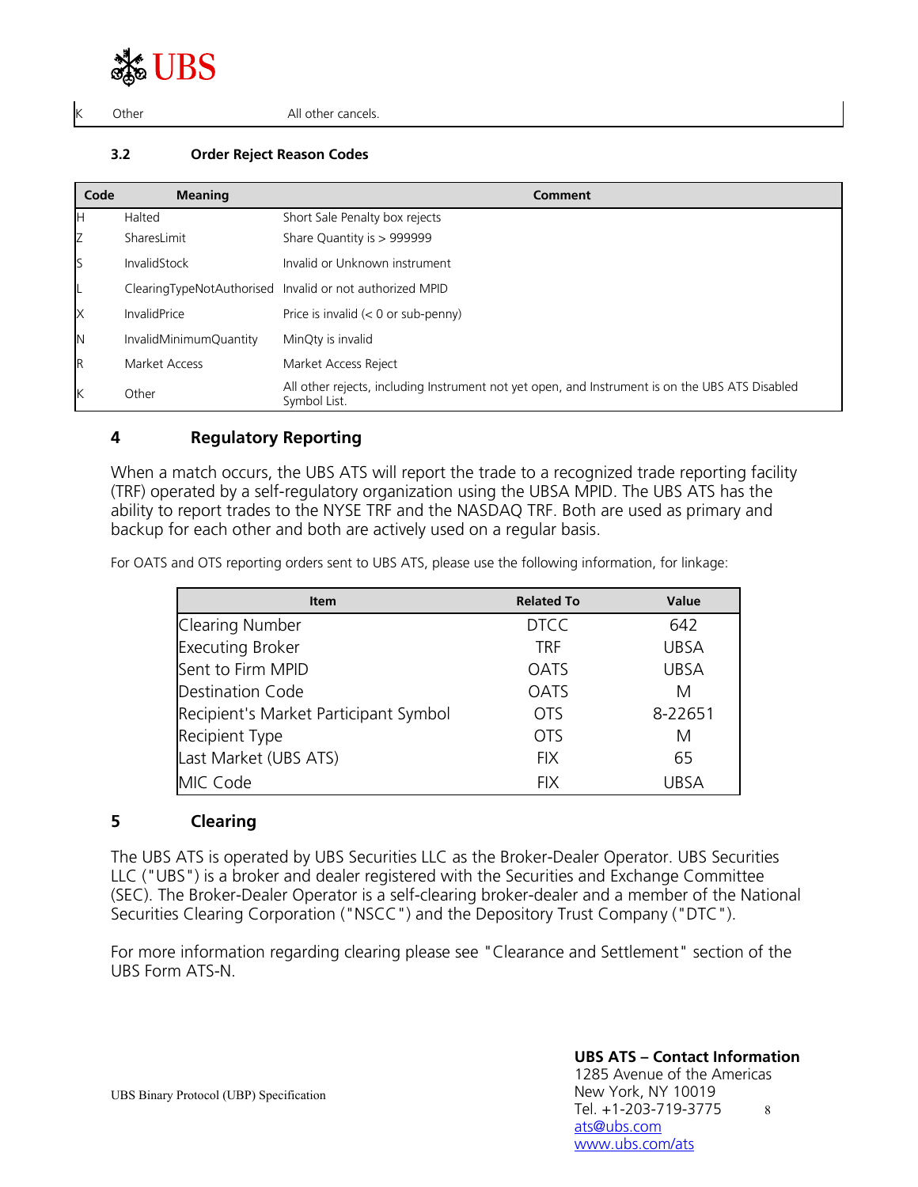| K | Other | All other cancels. |
|---|---|---|

### 3.2 Order Reject Reason Codes

| Code | Meaning | Comment |
|---|---|---|
| H | Halted | Short Sale Penalty box rejects |
| Z | SharesLimit | Share Quantity is > 999999 |
| S | InvalidStock | Invalid or Unknown instrument |
| L | ClearingTypeNotAuthorised | Invalid or not authorized MPID |
| X | InvalidPrice | Price is invalid (< 0 or sub-penny) |
| N | InvalidMinimumQuantity | MinQty is invalid |
| R | Market Access | Market Access Reject |
| K | Other | All other rejects, including Instrument not yet open, and Instrument is on the UBS ATS Disabled Symbol List. |

## 4 Regulatory Reporting

When a match occurs, the UBS ATS will report the trade to a recognized trade reporting facility (TRF) operated by a self-regulatory organization using the UBSA MPID. The UBS ATS has the ability to report trades to the NYSE TRF and the NASDAQ TRF. Both are used as primary and backup for each other and both are actively used on a regular basis.

For OATS and OTS reporting orders sent to UBS ATS, please use the following information, for linkage:

| Item | Related To | Value |
|---|---|---|
| Clearing Number | DTCC | 642 |
| Executing Broker | TRF | UBSA |
| Sent to Firm MPID | OATS | UBSA |
| Destination Code | OATS | M |
| Recipient's Market Participant Symbol | OTS | 8-22651 |
| Recipient Type | OTS | M |
| Last Market (UBS ATS) | FIX | 65 |
| MIC Code | FIX | UBSA |

## 5 Clearing

The UBS ATS is operated by UBS Securities LLC as the Broker-Dealer Operator. UBS Securities LLC ("UBS") is a broker and dealer registered with the Securities and Exchange Committee (SEC). The Broker-Dealer Operator is a self-clearing broker-dealer and a member of the National Securities Clearing Corporation ("NSCC") and the Depository Trust Company ("DTC").

For more information regarding clearing please see "Clearance and Settlement" section of the UBS Form ATS-N.

**UBS ATS – Contact Information**
1285 Avenue of the Americas
New York, NY 10019
Tel. +1-203-719-3775
ats@ubs.com
www.ubs.com/ats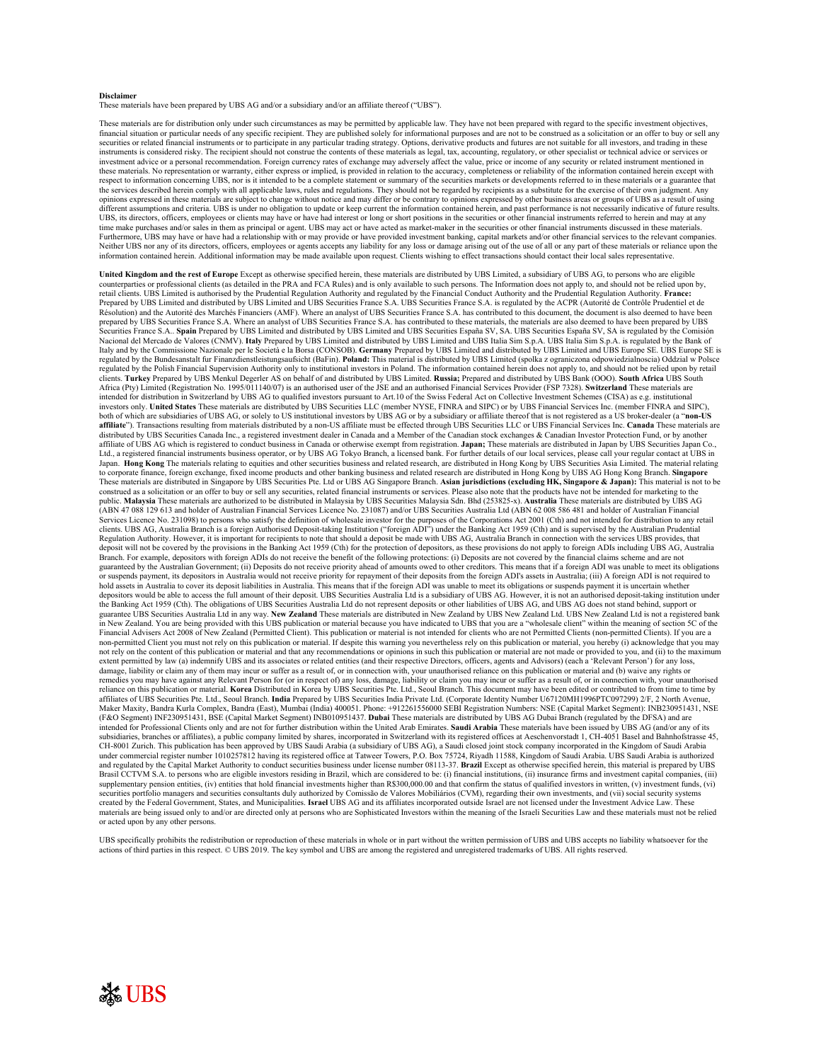**Disclaimer**

These materials have been prepared by UBS AG and/or a subsidiary and/or an affiliate thereof ("UBS").

These materials are for distribution only under such circumstances as may be permitted by applicable law. They have not been prepared with regard to the specific investment objectives, financial situation or particular needs of any specific recipient. They are published solely for informational purposes and are not to be construed as a solicitation or an offer to buy or sell any securities or related financial instruments or to participate in any particular trading strategy. Options, derivative products and futures are not suitable for all investors, and trading in these instruments is considered risky. The recipient should not construe the contents of these materials as legal, tax, accounting, regulatory, or other specialist or technical advice or services or investment advice or a personal recommendation. Foreign currency rates of exchange may adversely affect the value, price or income of any security or related instrument mentioned in these materials. No representation or warranty, either express or implied, is provided in relation to the accuracy, completeness or reliability of the information contained herein except with respect to information concerning UBS, nor is it intended to be a complete statement or summary of the securities markets or developments referred to in these materials or a guarantee that the services described herein comply with all applicable laws, rules and regulations. They should not be regarded by recipients as a substitute for the exercise of their own judgment. Any opinions expressed in these materials are subject to change without notice and may differ or be contrary to opinions expressed by other business areas or groups of UBS as a result of using different assumptions and criteria. UBS is under no obligation to update or keep current the information contained herein, and past performance is not necessarily indicative of future results. UBS, its directors, officers, employees or clients may have or have had interest or long or short positions in the securities or other financial instruments referred to herein and may at any time make purchases and/or sales in them as principal or agent. UBS may act or have acted as market-maker in the securities or other financial instruments discussed in these materials. Furthermore, UBS may have or have had a relationship with or may provide or have provided investment banking, capital markets and/or other financial services to the relevant companies. Neither UBS nor any of its directors, officers, employees or agents accepts any liability for any loss or damage arising out of the use of all or any part of these materials or reliance upon the information contained herein. Additional information may be made available upon request. Clients wishing to effect transactions should contact their local sales representative.

**United Kingdom and the rest of Europe** Except as otherwise specified herein, these materials are distributed by UBS Limited, a subsidiary of UBS AG, to persons who are eligible counterparties or professional clients (as detailed in the PRA and FCA Rules) and is only available to such persons. The Information does not apply to, and should not be relied upon by, retail clients. UBS Limited is authorised by the Prudential Regulation Authority and regulated by the Financial Conduct Authority and the Prudential Regulation Authority. **France:** Prepared by UBS Limited and distributed by UBS Limited and UBS Securities France S.A. UBS Securities France S.A. is regulated by the ACPR (Autorité de Contrôle Prudentiel et de Résolution) and the Autorité des Marchés Financiers (AMF). Where an analyst of UBS Securities France S.A. has contributed to this document, the document is also deemed to have been prepared by UBS Securities France S.A. Where an analyst of UBS Securities France S.A. has contributed to these materials, the materials are also deemed to have been prepared by UBS Securities France S.A.. **Spain** Prepared by UBS Limited and distributed by UBS Limited and UBS Securities España SV, SA. UBS Securities España SV, SA is regulated by the Comisión Nacional del Mercado de Valores (CNMV). **Italy** Prepared by UBS Limited and distributed by UBS Limited and UBS Italia Sim S.p.A. UBS Italia Sim S.p.A. is regulated by the Bank of Italy and by the Commissione Nazionale per le Società e la Borsa (CONSOB). **Germany** Prepared by UBS Limited and distributed by UBS Limited and UBS Europe SE. UBS Europe SE is regulated by the Bundesanstalt fur Finanzdienstleistungsaufsicht (BaFin). **Poland:** This material is distributed by UBS Limited (spolka z ograniczona odpowiedzialnoscia) Oddzial w Polsce regulated by the Polish Financial Supervision Authority only to institutional investors in Poland. The information contained herein does not apply to, and should not be relied upon by retail clients. **Turkey** Prepared by UBS Menkul Degerler AS on behalf of and distributed by UBS Limited. **Russia;** Prepared and distributed by UBS Bank (OOO). **South Africa** UBS South Africa (Pty) Limited (Registration No. 1995/011140/07) is an authorised user of the JSE and an authorised Financial Services Provider (FSP 7328). **Switzerland** These materials are intended for distribution in Switzerland by UBS AG to qualified investors pursuant to Art.10 of the Swiss Federal Act on Collective Investment Schemes (CISA) as e.g. institutional investors only. **United States** These materials are distributed by UBS Securities LLC (member NYSE, FINRA and SIPC) or by UBS Financial Services Inc. (member FINRA and SIPC), both of which are subsidiaries of UBS AG, or solely to US institutional investors by UBS AG or by a subsidiary or affiliate thereof that is not registered as a US broker-dealer (a "**non-US affiliate**"). Transactions resulting from materials distributed by a non-US affiliate must be effected through UBS Securities LLC or UBS Financial Services Inc. **Canada** These materials are distributed by UBS Securities Canada Inc., a registered investment dealer in Canada and a Member of the Canadian stock exchanges & Canadian Investor Protection Fund, or by another affiliate of UBS AG which is registered to conduct business in Canada or otherwise exempt from registration. **Japan;** These materials are distributed in Japan by UBS Securities Japan Co., Ltd., a registered financial instruments business operator, or by UBS AG Tokyo Branch, a licensed bank. For further details of our local services, please call your regular contact at UBS in Japan. **Hong Kong** The materials relating to equities and other securities business and related research, are distributed in Hong Kong by UBS Securities Asia Limited. The material relating to corporate finance, foreign exchange, fixed income products and other banking business and related research are distributed in Hong Kong by UBS AG Hong Kong Branch. **Singapore** These materials are distributed in Singapore by UBS Securities Pte. Ltd or UBS AG Singapore Branch. **Asian jurisdictions (excluding HK, Singapore & Japan):** This material is not to be construed as a solicitation or an offer to buy or sell any securities, related financial instruments or services. Please also note that the products have not be intended for marketing to the public. **Malaysia** These materials are authorized to be distributed in Malaysia by UBS Securities Malaysia Sdn. Bhd (253825-x). **Australia** These materials are distributed by UBS AG (ABN 47 088 129 613 and holder of Australian Financial Services Licence No. 231087) and/or UBS Securities Australia Ltd (ABN 62 008 586 481 and holder of Australian Financial Services Licence No. 231098) to persons who satisfy the definition of wholesale investor for the purposes of the Corporations Act 2001 (Cth) and not intended for distribution to any retail clients. UBS AG, Australia Branch is a foreign Authorised Deposit-taking Institution ("foreign ADI") under the Banking Act 1959 (Cth) and is supervised by the Australian Prudential Regulation Authority. However, it is important for recipients to note that should a deposit be made with UBS AG, Australia Branch in connection with the services UBS provides, that deposit will not be covered by the provisions in the Banking Act 1959 (Cth) for the protection of depositors, as these provisions do not apply to foreign ADIs including UBS AG, Australia Branch. For example, depositors with foreign ADIs do not receive the benefit of the following protections: (i) Deposits are not covered by the financial claims scheme and are not guaranteed by the Australian Government; (ii) Deposits do not receive priority ahead of amounts owed to other creditors. This means that if a foreign ADI was unable to meet its obligations or suspends payment, its depositors in Australia would not receive priority for repayment of their deposits from the foreign ADI's assets in Australia; (iii) A foreign ADI is not required to hold assets in Australia to cover its deposit liabilities in Australia. This means that if the foreign ADI was unable to meet its obligations or suspends payment it is uncertain whether depositors would be able to access the full amount of their deposit. UBS Securities Australia Ltd is a subsidiary of UBS AG. However, it is not an authorised deposit-taking institution under the Banking Act 1959 (Cth). The obligations of UBS Securities Australia Ltd do not represent deposits or other liabilities of UBS AG, and UBS AG does not stand behind, support or guarantee UBS Securities Australia Ltd in any way. **New Zealand** These materials are distributed in New Zealand by UBS New Zealand Ltd. UBS New Zealand Ltd is not a registered bank in New Zealand. You are being provided with this UBS publication or material because you have indicated to UBS that you are a "wholesale client" within the meaning of section 5C of the Financial Advisers Act 2008 of New Zealand (Permitted Client). This publication or material is not intended for clients who are not Permitted Clients (non-permitted Clients). If you are a non-permitted Client you must not rely on this publication or material. If despite this warning you nevertheless rely on this publication or material, you hereby (i) acknowledge that you may not rely on the content of this publication or material and that any recommendations or opinions in such this publication or material are not made or provided to you, and (ii) to the maximum extent permitted by law (a) indemnify UBS and its associates or related entities (and their respective Directors, officers, agents and Advisors) (each a 'Relevant Person') for any loss, damage, liability or claim any of them may incur or suffer as a result of, or in connection with, your unauthorised reliance on this publication or material and (b) waive any rights or remedies you may have against any Relevant Person for (or in respect of) any loss, damage, liability or claim you may incur or suffer as a result of, or in connection with, your unauthorised reliance on this publication or material. **Korea** Distributed in Korea by UBS Securities Pte. Ltd., Seoul Branch. This document may have been edited or contributed to from time to time by affiliates of UBS Securities Pte. Ltd., Seoul Branch. **India** Prepared by UBS Securities India Private Ltd. (Corporate Identity Number U67120MH1996PTC097299) 2/F, 2 North Avenue, Maker Maxity, Bandra Kurla Complex, Bandra (East), Mumbai (India) 400051. Phone: +912261556000 SEBI Registration Numbers: NSE (Capital Market Segment): INB230951431, NSE (F&O Segment) INF230951431, BSE (Capital Market Segment) INB010951437. **Dubai** These materials are distributed by UBS AG Dubai Branch (regulated by the DFSA) and are intended for Professional Clients only and are not for further distribution within the United Arab Emirates. **Saudi Arabia** These materials have been issued by UBS AG (and/or any of its subsidiaries, branches or affiliates), a public company limited by shares, incorporated in Switzerland with its registered offices at Aeschenvorstadt 1, CH-4051 Basel and Bahnhofstrasse 45, CH-8001 Zurich. This publication has been approved by UBS Saudi Arabia (a subsidiary of UBS AG), a Saudi closed joint stock company incorporated in the Kingdom of Saudi Arabia under commercial register number 1010257812 having its registered office at Tatweer Towers, P.O. Box 75724, Riyadh 11588, Kingdom of Saudi Arabia. UBS Saudi Arabia is authorized and regulated by the Capital Market Authority to conduct securities business under license number 08113-37. **Brazil** Except as otherwise specified herein, this material is prepared by UBS Brasil CCTVM S.A. to persons who are eligible investors residing in Brazil, which are considered to be: (i) financial institutions, (ii) insurance firms and investment capital companies, (iii) supplementary pension entities, (iv) entities that hold financial investments higher than R$300,000.00 and that confirm the status of qualified investors in written, (v) investment funds, (vi) securities portfolio managers and securities consultants duly authorized by Comissão de Valores Mobiliários (CVM), regarding their own investments, and (vii) social security systems created by the Federal Government, States, and Municipalities. **Israel** UBS AG and its affiliates incorporated outside Israel are not licensed under the Investment Advice Law. These materials are being issued only to and/or are directed only at persons who are Sophisticated Investors within the meaning of the Israeli Securities Law and these materials must not be relied or acted upon by any other persons.

UBS specifically prohibits the redistribution or reproduction of these materials in whole or in part without the written permission of UBS and UBS accepts no liability whatsoever for the actions of third parties in this respect. © UBS 2019. The key symbol and UBS are among the registered and unregistered trademarks of UBS. All rights reserved.

UBS